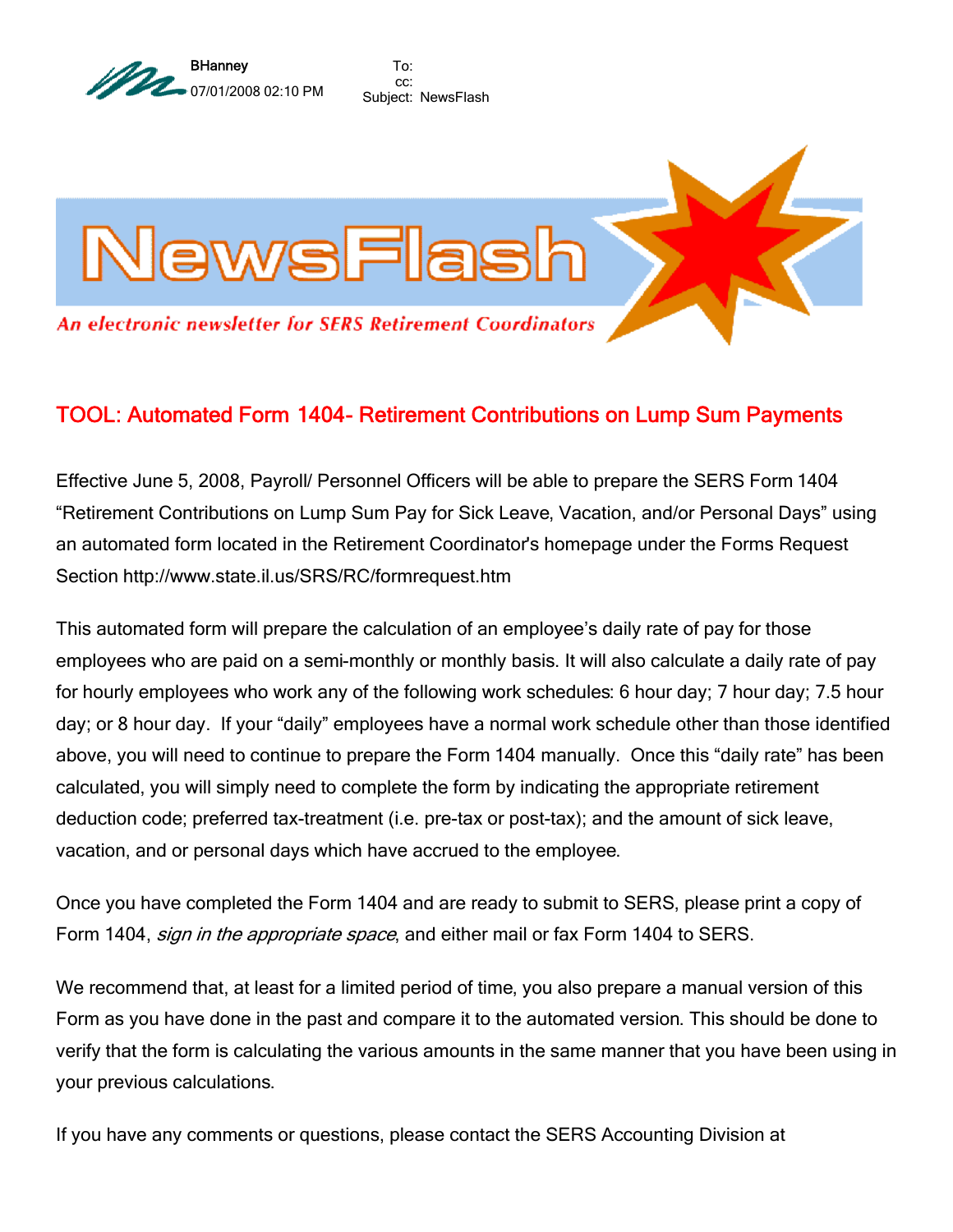BHanney
07/01/2008 02:10 PM

To:
cc:
Subject: NewsFlash

# NewsFlash

*An electronic newsletter for SERS Retirement Coordinators*

## TOOL: Automated Form 1404- Retirement Contributions on Lump Sum Payments

Effective June 5, 2008, Payroll/ Personnel Officers will be able to prepare the SERS Form 1404 "Retirement Contributions on Lump Sum Pay for Sick Leave, Vacation, and/or Personal Days" using an automated form located in the Retirement Coordinator's homepage under the Forms Request Section http://www.state.il.us/SRS/RC/formrequest.htm

This automated form will prepare the calculation of an employee's daily rate of pay for those employees who are paid on a semi-monthly or monthly basis. It will also calculate a daily rate of pay for hourly employees who work any of the following work schedules: 6 hour day; 7 hour day; 7.5 hour day; or 8 hour day. If your "daily" employees have a normal work schedule other than those identified above, you will need to continue to prepare the Form 1404 manually. Once this "daily rate" has been calculated, you will simply need to complete the form by indicating the appropriate retirement deduction code; preferred tax-treatment (i.e. pre-tax or post-tax); and the amount of sick leave, vacation, and or personal days which have accrued to the employee.

Once you have completed the Form 1404 and are ready to submit to SERS, please print a copy of Form 1404, *sign in the appropriate space*, and either mail or fax Form 1404 to SERS.

We recommend that, at least for a limited period of time, you also prepare a manual version of this Form as you have done in the past and compare it to the automated version. This should be done to verify that the form is calculating the various amounts in the same manner that you have been using in your previous calculations.

If you have any comments or questions, please contact the SERS Accounting Division at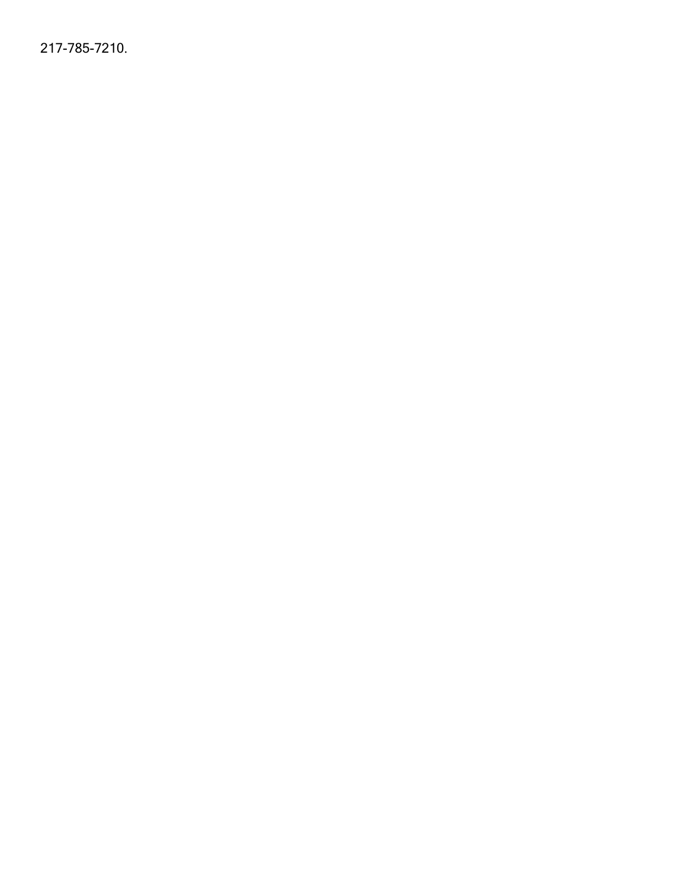217-785-7210.